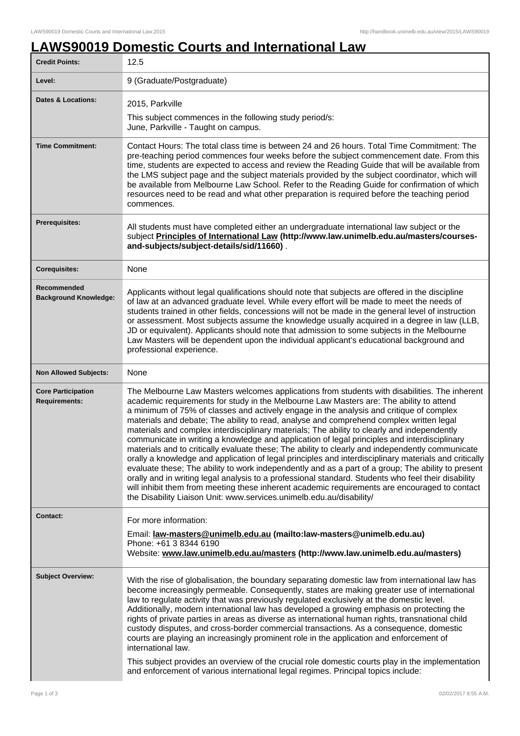# LAWS90019 Domestic Courts and International Law

| | |
|---|---|
| **Credit Points:** | 12.5 |
| **Level:** | 9 (Graduate/Postgraduate) |
| **Dates & Locations:** | 2015, Parkville<br><br>This subject commences in the following study period/s:<br>June, Parkville - Taught on campus. |
| **Time Commitment:** | Contact Hours: The total class time is between 24 and 26 hours. Total Time Commitment: The pre-teaching period commences four weeks before the subject commencement date. From this time, students are expected to access and review the Reading Guide that will be available from the LMS subject page and the subject materials provided by the subject coordinator, which will be available from Melbourne Law School. Refer to the Reading Guide for confirmation of which resources need to be read and what other preparation is required before the teaching period commences. |
| **Prerequisites:** | All students must have completed either an undergraduate international law subject or the subject **Principles of International Law (http://www.law.unimelb.edu.au/masters/courses-and-subjects/subject-details/sid/11660)** . |
| **Corequisites:** | None |
| **Recommended Background Knowledge:** | Applicants without legal qualifications should note that subjects are offered in the discipline of law at an advanced graduate level. While every effort will be made to meet the needs of students trained in other fields, concessions will not be made in the general level of instruction or assessment. Most subjects assume the knowledge usually acquired in a degree in law (LLB, JD or equivalent). Applicants should note that admission to some subjects in the Melbourne Law Masters will be dependent upon the individual applicant's educational background and professional experience. |
| **Non Allowed Subjects:** | None |
| **Core Participation Requirements:** | The Melbourne Law Masters welcomes applications from students with disabilities. The inherent academic requirements for study in the Melbourne Law Masters are: The ability to attend a minimum of 75% of classes and actively engage in the analysis and critique of complex materials and debate; The ability to read, analyse and comprehend complex written legal materials and complex interdisciplinary materials; The ability to clearly and independently communicate in writing a knowledge and application of legal principles and interdisciplinary materials and to critically evaluate these; The ability to clearly and independently communicate orally a knowledge and application of legal principles and interdisciplinary materials and critically evaluate these; The ability to work independently and as a part of a group; The ability to present orally and in writing legal analysis to a professional standard. Students who feel their disability will inhibit them from meeting these inherent academic requirements are encouraged to contact the Disability Liaison Unit: www.services.unimelb.edu.au/disability/ |
| **Contact:** | For more information:<br><br>Email: **law-masters@unimelb.edu.au (mailto:law-masters@unimelb.edu.au)**<br>Phone: +61 3 8344 6190<br>Website: **www.law.unimelb.edu.au/masters (http://www.law.unimelb.edu.au/masters)** |
| **Subject Overview:** | With the rise of globalisation, the boundary separating domestic law from international law has become increasingly permeable. Consequently, states are making greater use of international law to regulate activity that was previously regulated exclusively at the domestic level. Additionally, modern international law has developed a growing emphasis on protecting the rights of private parties in areas as diverse as international human rights, transnational child custody disputes, and cross-border commercial transactions. As a consequence, domestic courts are playing an increasingly prominent role in the application and enforcement of international law.<br><br>This subject provides an overview of the crucial role domestic courts play in the implementation and enforcement of various international legal regimes. Principal topics include: |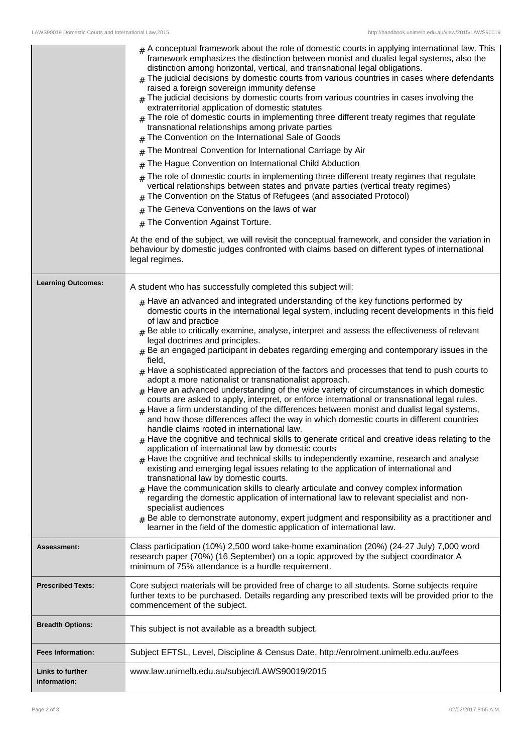| | |
|---|---|
| | # A conceptual framework about the role of domestic courts in applying international law. This framework emphasizes the distinction between monist and dualist legal systems, also the distinction among horizontal, vertical, and transnational legal obligations.<br># The judicial decisions by domestic courts from various countries in cases where defendants raised a foreign sovereign immunity defense<br># The judicial decisions by domestic courts from various countries in cases involving the extraterritorial application of domestic statutes<br># The role of domestic courts in implementing three different treaty regimes that regulate transnational relationships among private parties<br># The Convention on the International Sale of Goods<br># The Montreal Convention for International Carriage by Air<br># The Hague Convention on International Child Abduction<br># The role of domestic courts in implementing three different treaty regimes that regulate vertical relationships between states and private parties (vertical treaty regimes)<br># The Convention on the Status of Refugees (and associated Protocol)<br># The Geneva Conventions on the laws of war<br># The Convention Against Torture.<br><br>At the end of the subject, we will revisit the conceptual framework, and consider the variation in behaviour by domestic judges confronted with claims based on different types of international legal regimes. |
| **Learning Outcomes:** | A student who has successfully completed this subject will:<br><br># Have an advanced and integrated understanding of the key functions performed by domestic courts in the international legal system, including recent developments in this field of law and practice<br># Be able to critically examine, analyse, interpret and assess the effectiveness of relevant legal doctrines and principles.<br># Be an engaged participant in debates regarding emerging and contemporary issues in the field,<br># Have a sophisticated appreciation of the factors and processes that tend to push courts to adopt a more nationalist or transnationalist approach.<br># Have an advanced understanding of the wide variety of circumstances in which domestic courts are asked to apply, interpret, or enforce international or transnational legal rules.<br># Have a firm understanding of the differences between monist and dualist legal systems, and how those differences affect the way in which domestic courts in different countries handle claims rooted in international law.<br># Have the cognitive and technical skills to generate critical and creative ideas relating to the application of international law by domestic courts<br># Have the cognitive and technical skills to independently examine, research and analyse existing and emerging legal issues relating to the application of international and transnational law by domestic courts.<br># Have the communication skills to clearly articulate and convey complex information regarding the domestic application of international law to relevant specialist and non-specialist audiences<br># Be able to demonstrate autonomy, expert judgment and responsibility as a practitioner and learner in the field of the domestic application of international law. |
| **Assessment:** | Class participation (10%) 2,500 word take-home examination (20%) (24-27 July) 7,000 word research paper (70%) (16 September) on a topic approved by the subject coordinator A minimum of 75% attendance is a hurdle requirement. |
| **Prescribed Texts:** | Core subject materials will be provided free of charge to all students. Some subjects require further texts to be purchased. Details regarding any prescribed texts will be provided prior to the commencement of the subject. |
| **Breadth Options:** | This subject is not available as a breadth subject. |
| **Fees Information:** | Subject EFTSL, Level, Discipline & Census Date, http://enrolment.unimelb.edu.au/fees |
| **Links to further information:** | www.law.unimelb.edu.au/subject/LAWS90019/2015 |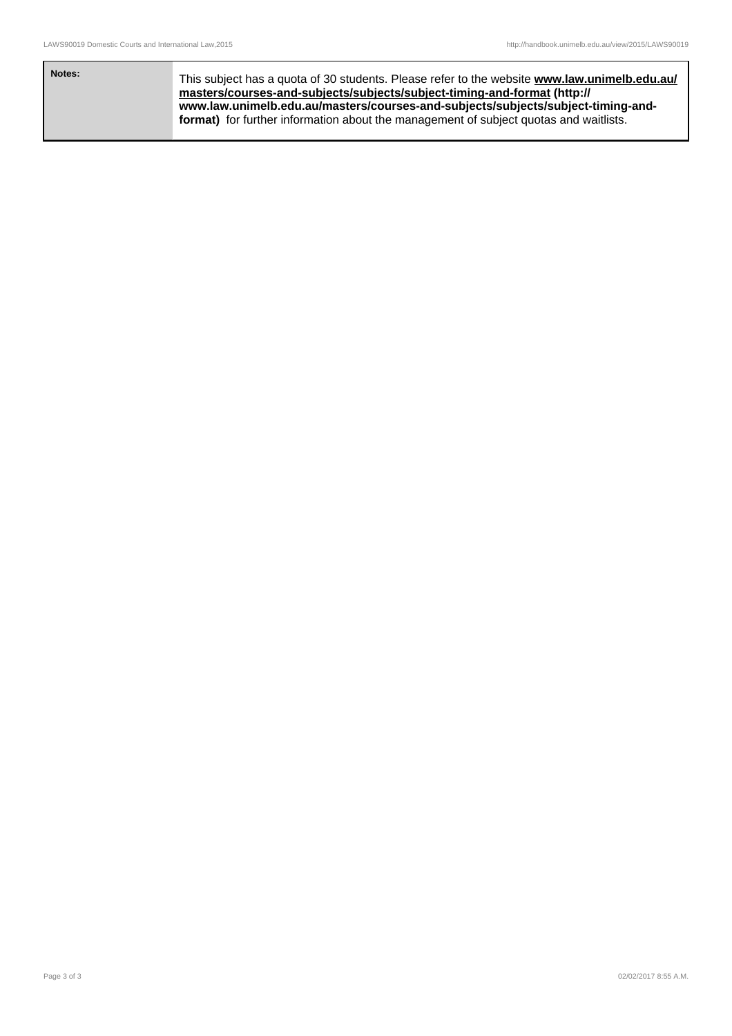| | |
|---|---|
| **Notes:** | This subject has a quota of 30 students. Please refer to the website **www.law.unimelb.edu.au/masters/courses-and-subjects/subjects/subject-timing-and-format (http://www.law.unimelb.edu.au/masters/courses-and-subjects/subjects/subject-timing-and-format)** for further information about the management of subject quotas and waitlists. |